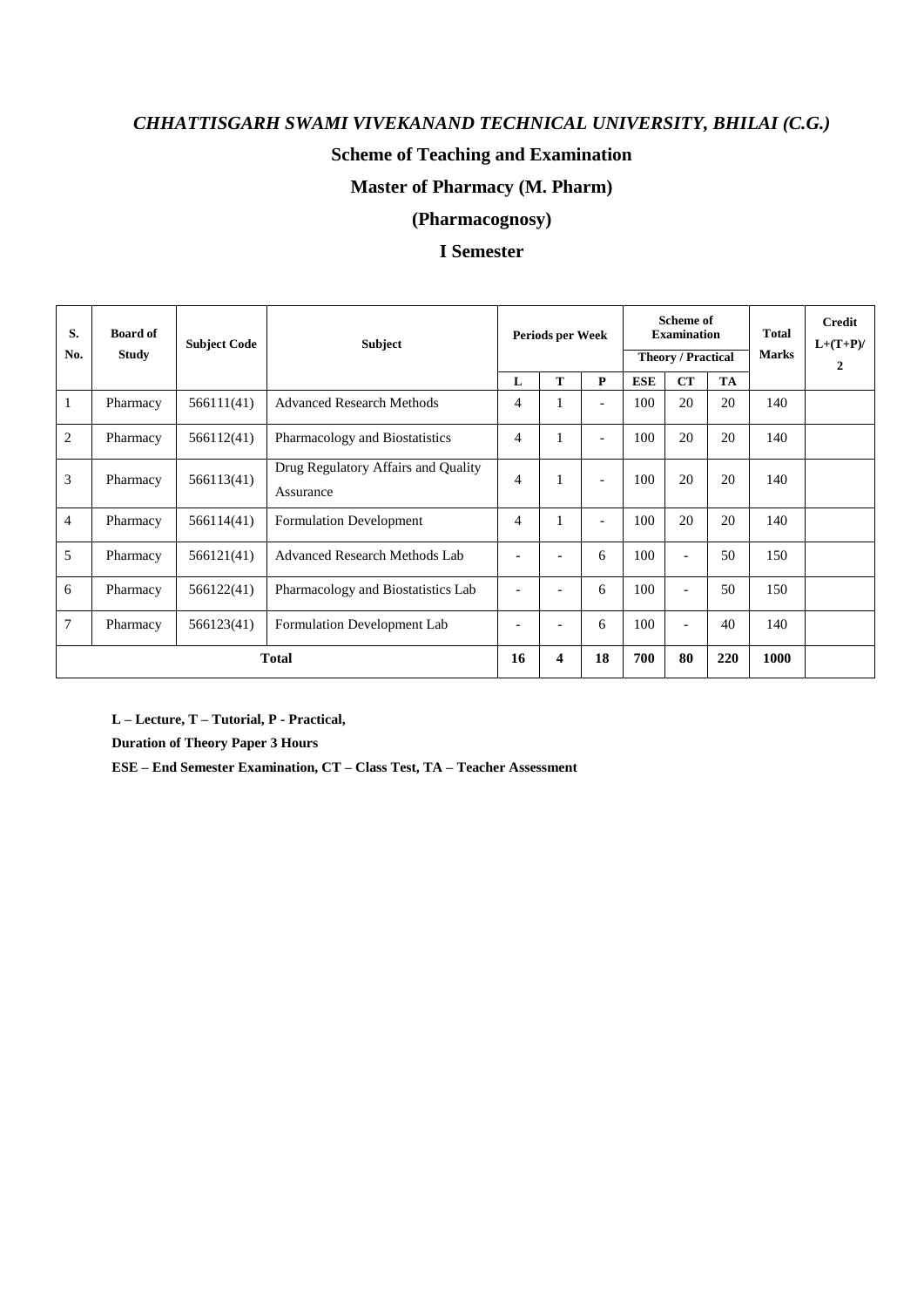*CHHATTISGARH SWAMI VIVEKANAND TECHNICAL UNIVERSITY, BHILAI (C.G.)*

**Scheme of Teaching and Examination**

**Master of Pharmacy (M. Pharm)**

**(Pharmacognosy)**

**I Semester**

| S. No. | Board of Study | Subject Code | Subject | Periods per Week | | | Scheme of Examination Theory / Practical | | | Total Marks | Credit L+(T+P)/2 |
|---|---|---|---|---|---|---|---|---|---|---|---|
| | | | | L | T | P | ESE | CT | TA | | |
| 1 | Pharmacy | 566111(41) | Advanced Research Methods | 4 | 1 | - | 100 | 20 | 20 | 140 | |
| 2 | Pharmacy | 566112(41) | Pharmacology and Biostatistics | 4 | 1 | - | 100 | 20 | 20 | 140 | |
| 3 | Pharmacy | 566113(41) | Drug Regulatory Affairs and Quality Assurance | 4 | 1 | - | 100 | 20 | 20 | 140 | |
| 4 | Pharmacy | 566114(41) | Formulation Development | 4 | 1 | - | 100 | 20 | 20 | 140 | |
| 5 | Pharmacy | 566121(41) | Advanced Research Methods Lab | - | - | 6 | 100 | - | 50 | 150 | |
| 6 | Pharmacy | 566122(41) | Pharmacology and Biostatistics Lab | - | - | 6 | 100 | - | 50 | 150 | |
| 7 | Pharmacy | 566123(41) | Formulation Development Lab | - | - | 6 | 100 | - | 40 | 140 | |
| **Total** | | | | **16** | **4** | **18** | **700** | **80** | **220** | **1000** | |

**L – Lecture, T – Tutorial, P - Practical,**

**Duration of Theory Paper 3 Hours**

**ESE – End Semester Examination, CT – Class Test, TA – Teacher Assessment**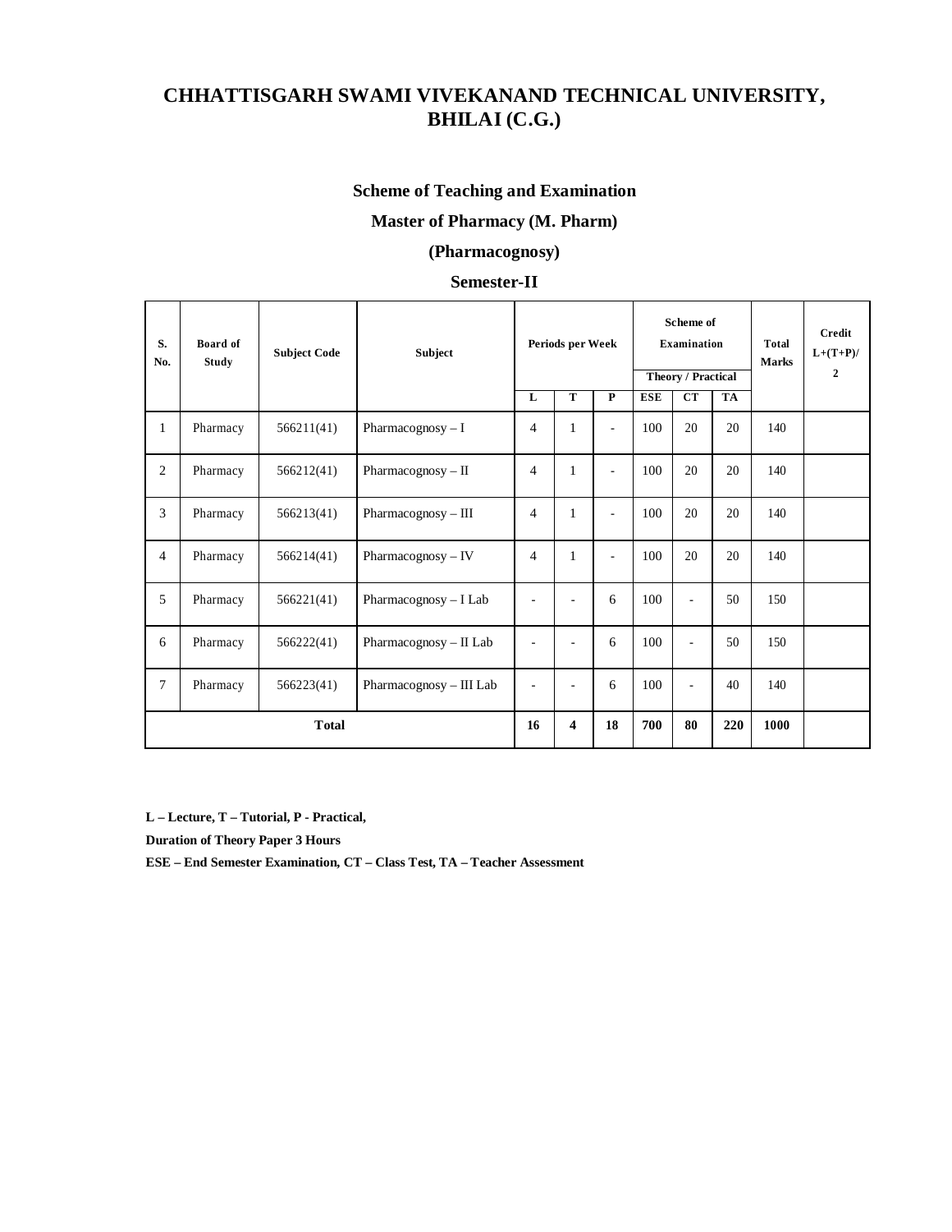# CHHATTISGARH SWAMI VIVEKANAND TECHNICAL UNIVERSITY, BHILAI (C.G.)

**Scheme of Teaching and Examination**

**Master of Pharmacy (M. Pharm)**

**(Pharmacognosy)**

**Semester-II**

| S. No. | Board of Study | Subject Code | Subject | Periods per Week | | | Scheme of Examination Theory / Practical | | | Total Marks | Credit L+(T+P)/2 |
|---|---|---|---|---|---|---|---|---|---|---|---|
| | | | | L | T | P | ESE | CT | TA | | |
| 1 | Pharmacy | 566211(41) | Pharmacognosy – I | 4 | 1 | - | 100 | 20 | 20 | 140 | |
| 2 | Pharmacy | 566212(41) | Pharmacognosy – II | 4 | 1 | - | 100 | 20 | 20 | 140 | |
| 3 | Pharmacy | 566213(41) | Pharmacognosy – III | 4 | 1 | - | 100 | 20 | 20 | 140 | |
| 4 | Pharmacy | 566214(41) | Pharmacognosy – IV | 4 | 1 | - | 100 | 20 | 20 | 140 | |
| 5 | Pharmacy | 566221(41) | Pharmacognosy – I Lab | - | - | 6 | 100 | - | 50 | 150 | |
| 6 | Pharmacy | 566222(41) | Pharmacognosy – II Lab | - | - | 6 | 100 | - | 50 | 150 | |
| 7 | Pharmacy | 566223(41) | Pharmacognosy – III Lab | - | - | 6 | 100 | - | 40 | 140 | |
| **Total** | | | | **16** | **4** | **18** | **700** | **80** | **220** | **1000** | |

**L – Lecture, T – Tutorial, P - Practical,**

**Duration of Theory Paper 3 Hours**

**ESE – End Semester Examination, CT – Class Test, TA – Teacher Assessment**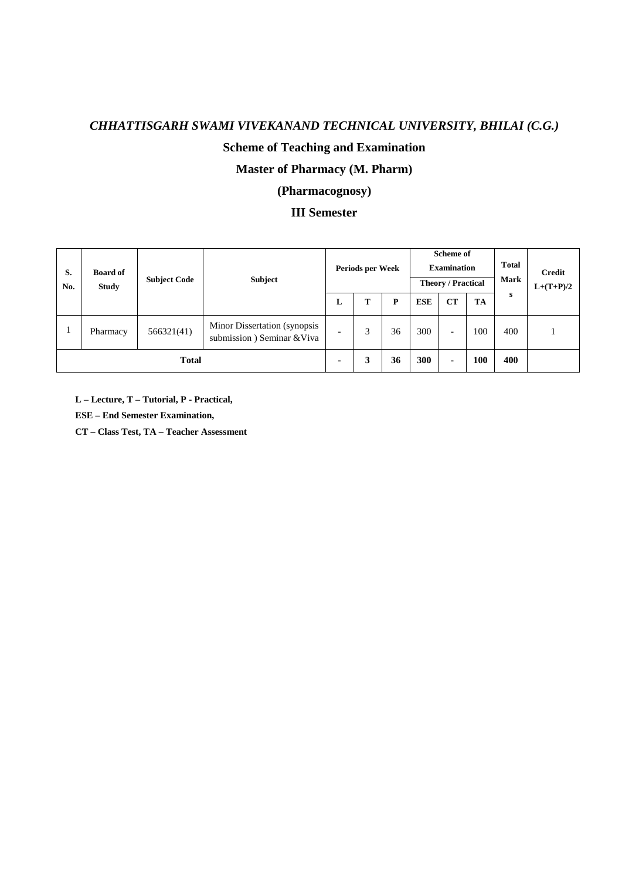*CHHATTISGARH SWAMI VIVEKANAND TECHNICAL UNIVERSITY, BHILAI (C.G.)*

**Scheme of Teaching and Examination**

**Master of Pharmacy (M. Pharm)**

**(Pharmacognosy)**

**III Semester**

| S. No. | Board of Study | Subject Code | Subject | Periods per Week | | | Scheme of Examination Theory / Practical | | | Total Marks | Credit L+(T+P)/2 |
|---|---|---|---|---|---|---|---|---|---|---|---|
| | | | | L | T | P | ESE | CT | TA | | |
| 1 | Pharmacy | 566321(41) | Minor Dissertation (synopsis submission ) Seminar &Viva | - | 3 | 36 | 300 | - | 100 | 400 | 1 |
| **Total** | | | | **-** | **3** | **36** | **300** | **-** | **100** | **400** | |

**L – Lecture, T – Tutorial, P - Practical,**

**ESE – End Semester Examination,**

**CT – Class Test, TA – Teacher Assessment**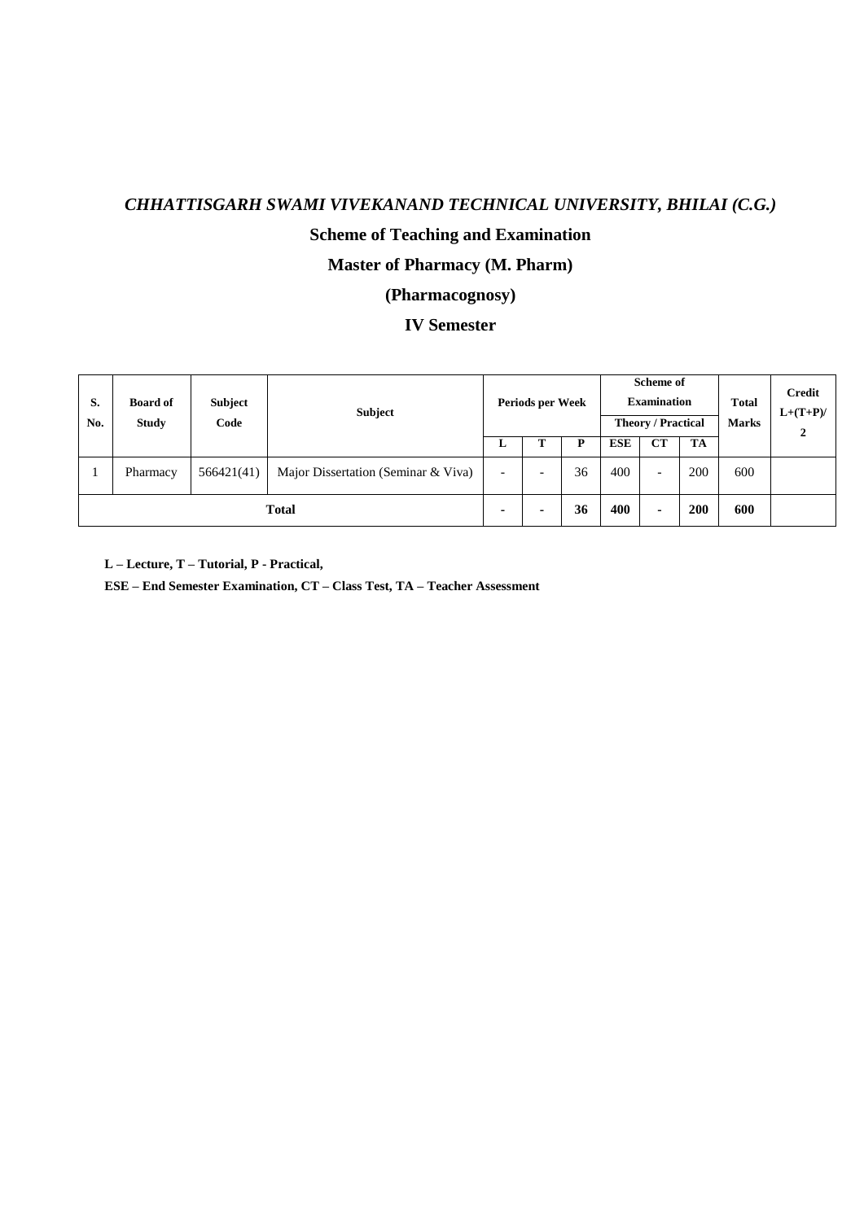***CHHATTISGARH SWAMI VIVEKANAND TECHNICAL UNIVERSITY, BHILAI (C.G.)***

**Scheme of Teaching and Examination**

**Master of Pharmacy (M. Pharm)**

**(Pharmacognosy)**

**IV Semester**

| S. No. | Board of Study | Subject Code | Subject | Periods per Week | | | Scheme of Examination Theory / Practical | | | Total Marks | Credit L+(T+P)/ 2 |
|---|---|---|---|---|---|---|---|---|---|---|---|
| | | | | L | T | P | ESE | CT | TA | | |
| 1 | Pharmacy | 566421(41) | Major Dissertation (Seminar & Viva) | - | - | 36 | 400 | - | 200 | 600 | |
| **Total** | | | | **-** | **-** | **36** | **400** | **-** | **200** | **600** | |

**L – Lecture, T – Tutorial, P - Practical,**

**ESE – End Semester Examination, CT – Class Test, TA – Teacher Assessment**